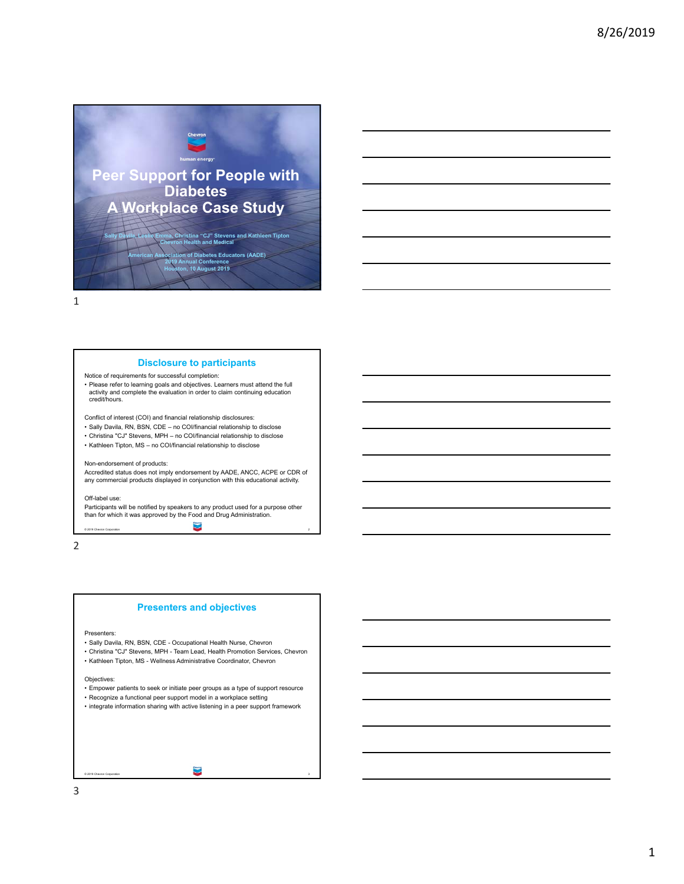# Peer Support for People with Diabetes
# A Workplace Case Study

Sally Davila, Leslie Emma, Christina "CJ" Stevens and Kathleen Tipton
Chevron Health and Medical

American Association of Diabetes Educators (AADE)
2019 Annual Conference
Houston, 10 August 2019

## Disclosure to participants

Notice of requirements for successful completion:

- Please refer to learning goals and objectives. Learners must attend the full activity and complete the evaluation in order to claim continuing education credit/hours.

Conflict of interest (COI) and financial relationship disclosures:

- Sally Davila, RN, BSN, CDE – no COI/financial relationship to disclose
- Christina "CJ" Stevens, MPH – no COI/financial relationship to disclose
- Kathleen Tipton, MS – no COI/financial relationship to disclose

Non-endorsement of products:
Accredited status does not imply endorsement by AADE, ANCC, ACPE or CDR of any commercial products displayed in conjunction with this educational activity.

Off-label use:
Participants will be notified by speakers to any product used for a purpose other than for which it was approved by the Food and Drug Administration.

## Presenters and objectives

Presenters:

- Sally Davila, RN, BSN, CDE - Occupational Health Nurse, Chevron
- Christina "CJ" Stevens, MPH - Team Lead, Health Promotion Services, Chevron
- Kathleen Tipton, MS - Wellness Administrative Coordinator, Chevron

Objectives:

- Empower patients to seek or initiate peer groups as a type of support resource
- Recognize a functional peer support model in a workplace setting
- integrate information sharing with active listening in a peer support framework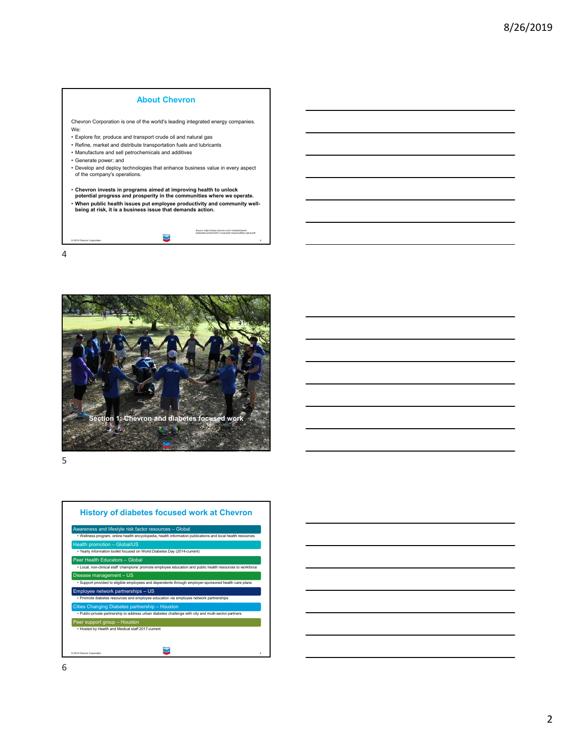## About Chevron

Chevron Corporation is one of the world's leading integrated energy companies. We:

- Explore for, produce and transport crude oil and natural gas
- Refine, market and distribute transportation fuels and lubricants
- Manufacture and sell petrochemicals and additives
- Generate power; and
- Develop and deploy technologies that enhance business value in every aspect of the company's operations.

- **Chevron invests in programs aimed at improving health to unlock potential progress and prosperity in the communities where we operate.**
- **When public health issues put employee productivity and community well-being at risk, it is a business issue that demands action.**

*Source: https://www.chevron.com/-/media/shared-media/documents/2017-corporate-responsibility-report.pdf*

© 2019 Chevron Corporation

**Section 1: Chevron and diabetes focused work**

## History of diabetes focused work at Chevron

**Awareness and lifestyle risk factor resources – Global**
- Wellness program, online health encyclopedia, health information publications and local health resources

**Health promotion – Global/US**
- Yearly information toolkit focused on World Diabetes Day (2014-current)

**Peer Health Educators – Global**
- Local, non-clinical staff 'champions' promote employee education and public health resources to workforce

**Disease management – US**
- Support provided to eligible employees and dependents through employer-sponsored health care plans

**Employee network partnerships – US**
- Promote diabetes resources and employee education via employee network partnerships

**Cities Changing Diabetes partnership – Houston**
- Public-private partnership to address urban diabetes challenge with city and multi-sector partners

**Peer support group – Houston**
- Hosted by Health and Medical staff 2017-current

© 2019 Chevron Corporation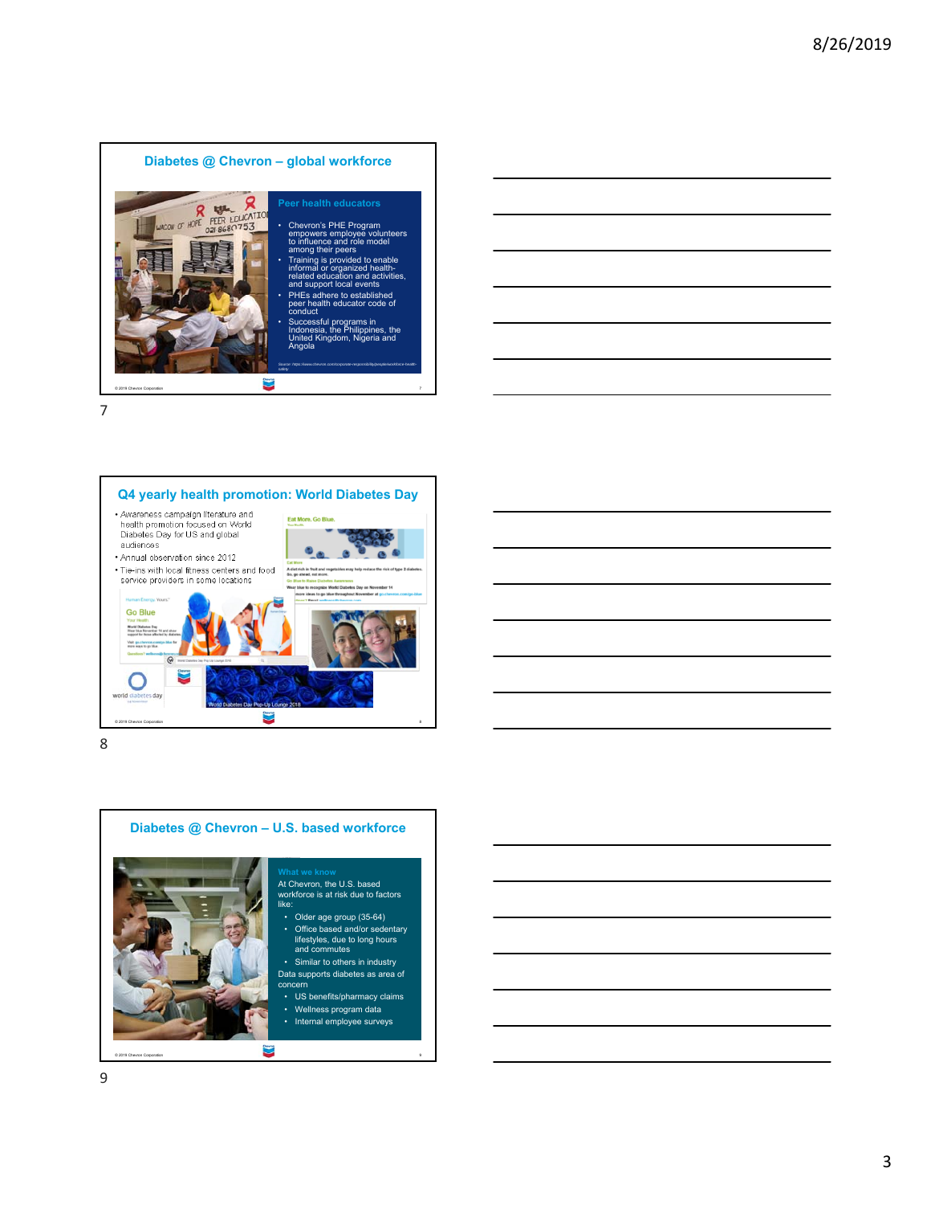## Diabetes @ Chevron – global workforce

### Peer health educators

- Chevron's PHE Program empowers employee volunteers to influence and role model among their peers
- Training is provided to enable informal or organized health-related education and activities, and support local events
- PHEs adhere to established peer health educator code of conduct
- Successful programs in Indonesia, the Philippines, the United Kingdom, Nigeria and Angola

Source: https://www.chevron.com/corporate-responsibility/people/workforce-health-safety

© 2019 Chevron Corporation

## Q4 yearly health promotion: World Diabetes Day

- Awareness campaign literature and health promotion focused on World Diabetes Day for US and global audiences
- Annual observation since 2012
- Tie-ins with local fitness centers and food service providers in some locations

World Diabetes Day Pop-Up Lounge 2018

© 2019 Chevron Corporation

## Diabetes @ Chevron – U.S. based workforce

### What we know

At Chevron, the U.S. based workforce is at risk due to factors like:

- Older age group (35-64)
- Office based and/or sedentary lifestyles, due to long hours and commutes
- Similar to others in industry

Data supports diabetes as area of concern

- US benefits/pharmacy claims
- Wellness program data
- Internal employee surveys

© 2019 Chevron Corporation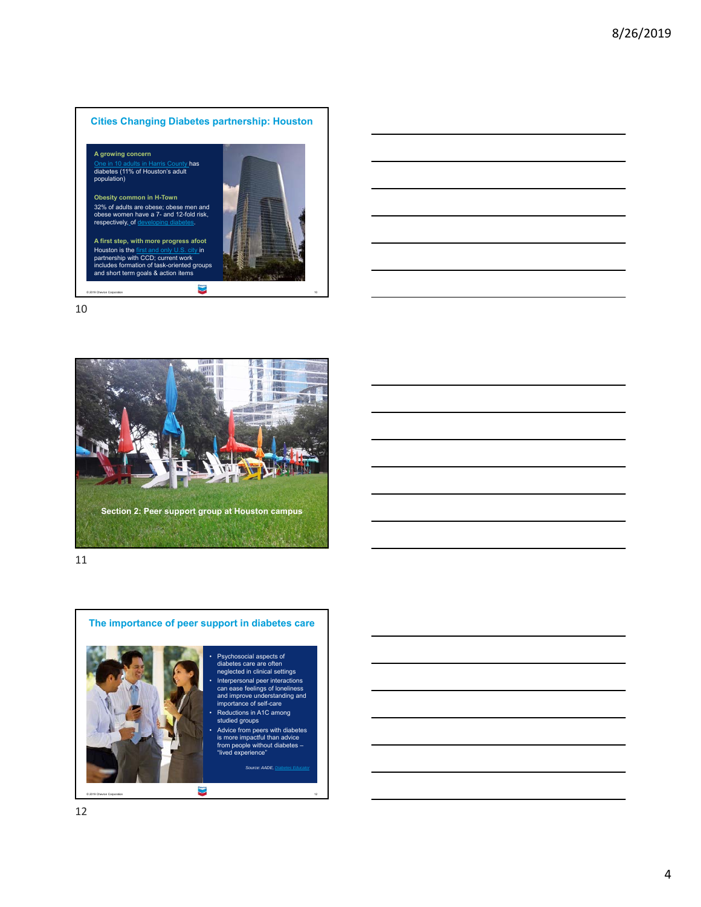## Cities Changing Diabetes partnership: Houston

**A growing concern**

One in 10 adults in Harris County has diabetes (11% of Houston's adult population)

**Obesity common in H-Town**

32% of adults are obese; obese men and obese women have a 7- and 12-fold risk, respectively, of developing diabetes.

**A first step, with more progress afoot**

Houston is the first and only U.S. city in partnership with CCD; current work includes formation of task-oriented groups and short term goals & action items

© 2019 Chevron Corporation

## Section 2: Peer support group at Houston campus

## The importance of peer support in diabetes care

- Psychosocial aspects of diabetes care are often neglected in clinical settings
- Interpersonal peer interactions can ease feelings of loneliness and improve understanding and importance of self-care
- Reductions in A1C among studied groups
- Advice from peers with diabetes is more impactful than advice from people without diabetes – "lived experience"

*Source: AADE, Diabetes Educator*

© 2019 Chevron Corporation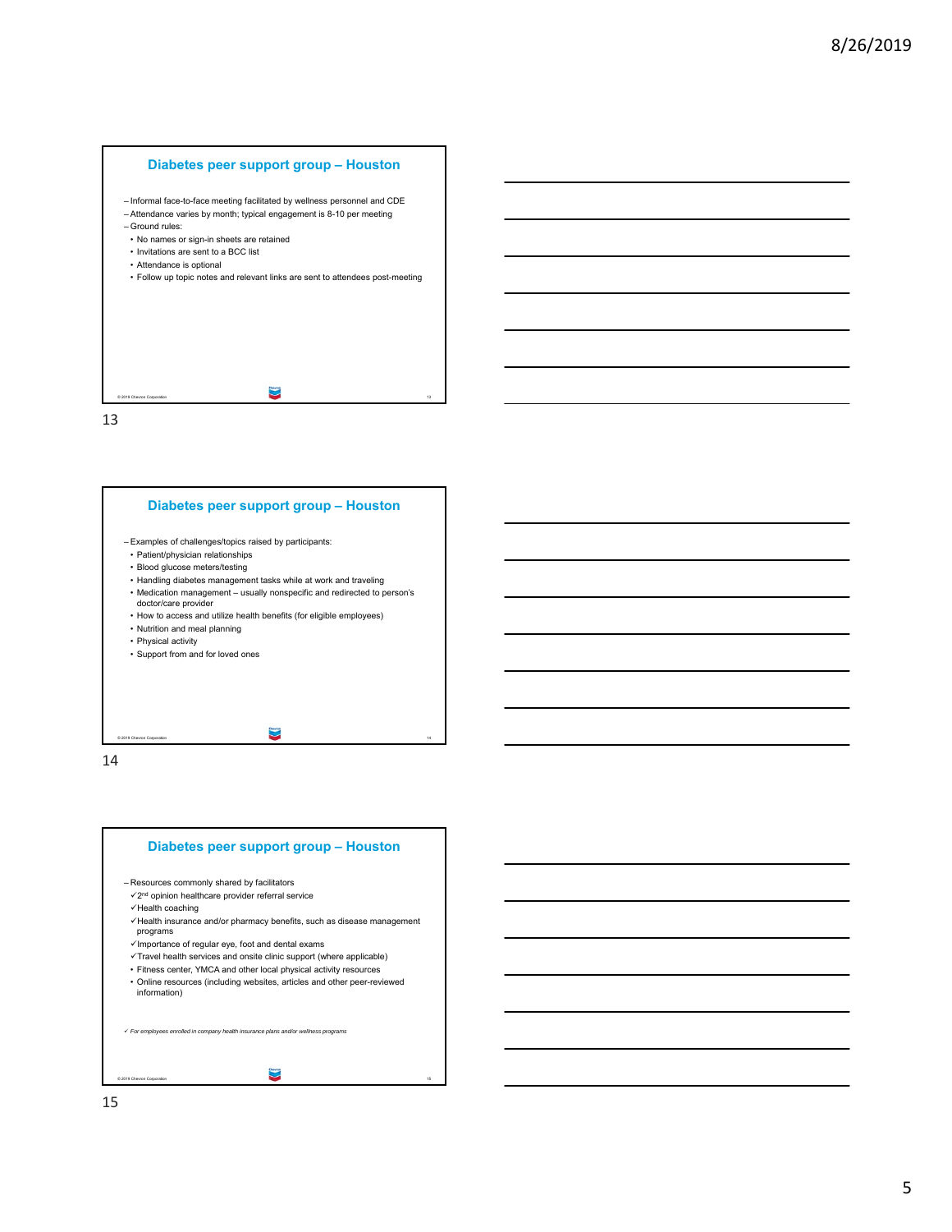## Diabetes peer support group – Houston

- Informal face-to-face meeting facilitated by wellness personnel and CDE
- Attendance varies by month; typical engagement is 8-10 per meeting
- Ground rules:
  - No names or sign-in sheets are retained
  - Invitations are sent to a BCC list
  - Attendance is optional
  - Follow up topic notes and relevant links are sent to attendees post-meeting

© 2019 Chevron Corporation

## Diabetes peer support group – Houston

- Examples of challenges/topics raised by participants:
  - Patient/physician relationships
  - Blood glucose meters/testing
  - Handling diabetes management tasks while at work and traveling
  - Medication management – usually nonspecific and redirected to person's doctor/care provider
  - How to access and utilize health benefits (for eligible employees)
  - Nutrition and meal planning
  - Physical activity
  - Support from and for loved ones

© 2019 Chevron Corporation

## Diabetes peer support group – Houston

- Resources commonly shared by facilitators
  - ✓ 2nd opinion healthcare provider referral service
  - ✓ Health coaching
  - ✓ Health insurance and/or pharmacy benefits, such as disease management programs
  - ✓ Importance of regular eye, foot and dental exams
  - ✓ Travel health services and onsite clinic support (where applicable)
  - Fitness center, YMCA and other local physical activity resources
  - Online resources (including websites, articles and other peer-reviewed information)

*✓ For employees enrolled in company health insurance plans and/or wellness programs*

© 2019 Chevron Corporation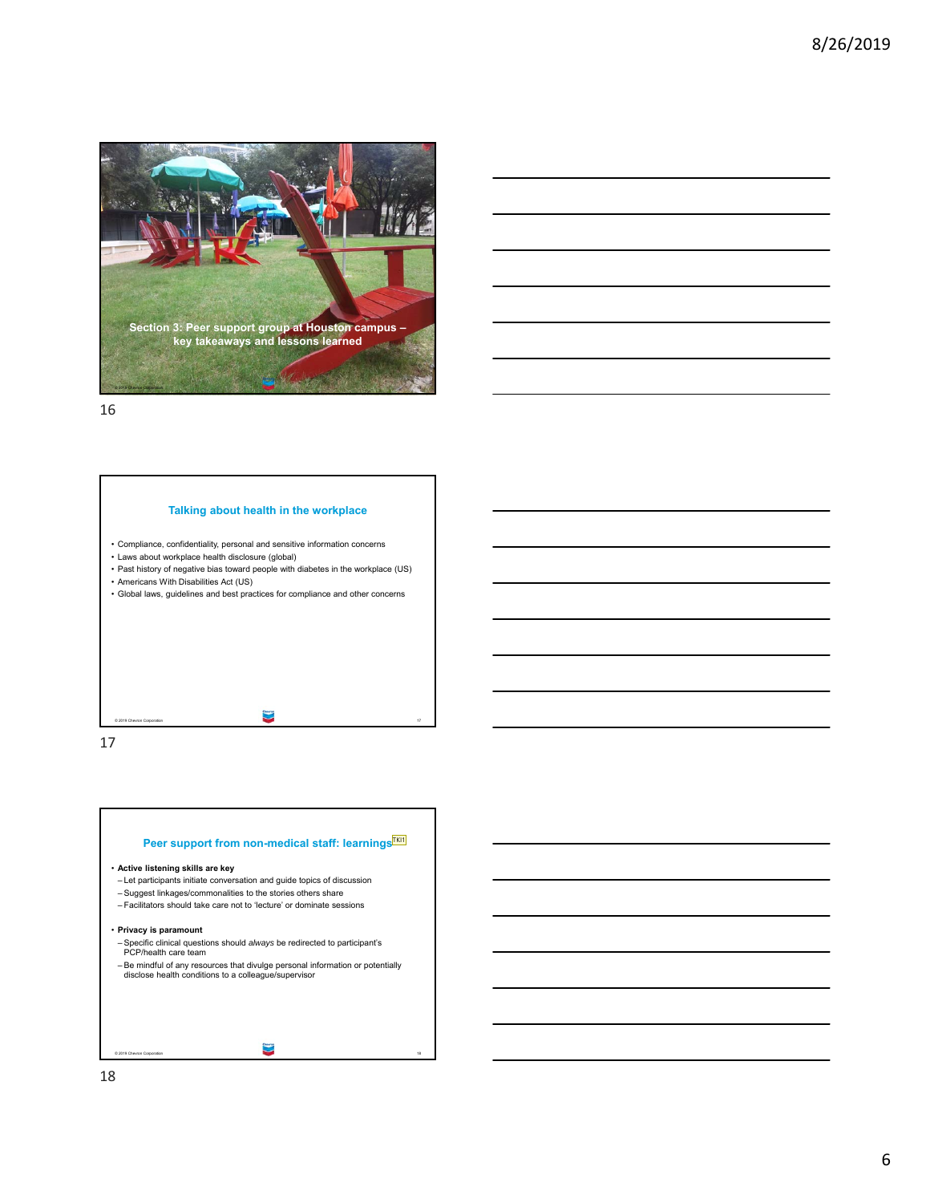Section 3: Peer support group at Houston campus – key takeaways and lessons learned

## Talking about health in the workplace

- Compliance, confidentiality, personal and sensitive information concerns
- Laws about workplace health disclosure (global)
- Past history of negative bias toward people with diabetes in the workplace (US)
- Americans With Disabilities Act (US)
- Global laws, guidelines and best practices for compliance and other concerns

## Peer support from non-medical staff: learnings

- **Active listening skills are key**
  - Let participants initiate conversation and guide topics of discussion
  - Suggest linkages/commonalities to the stories others share
  - Facilitators should take care not to 'lecture' or dominate sessions
- **Privacy is paramount**
  - Specific clinical questions should *always* be redirected to participant's PCP/health care team
  - Be mindful of any resources that divulge personal information or potentially disclose health conditions to a colleague/supervisor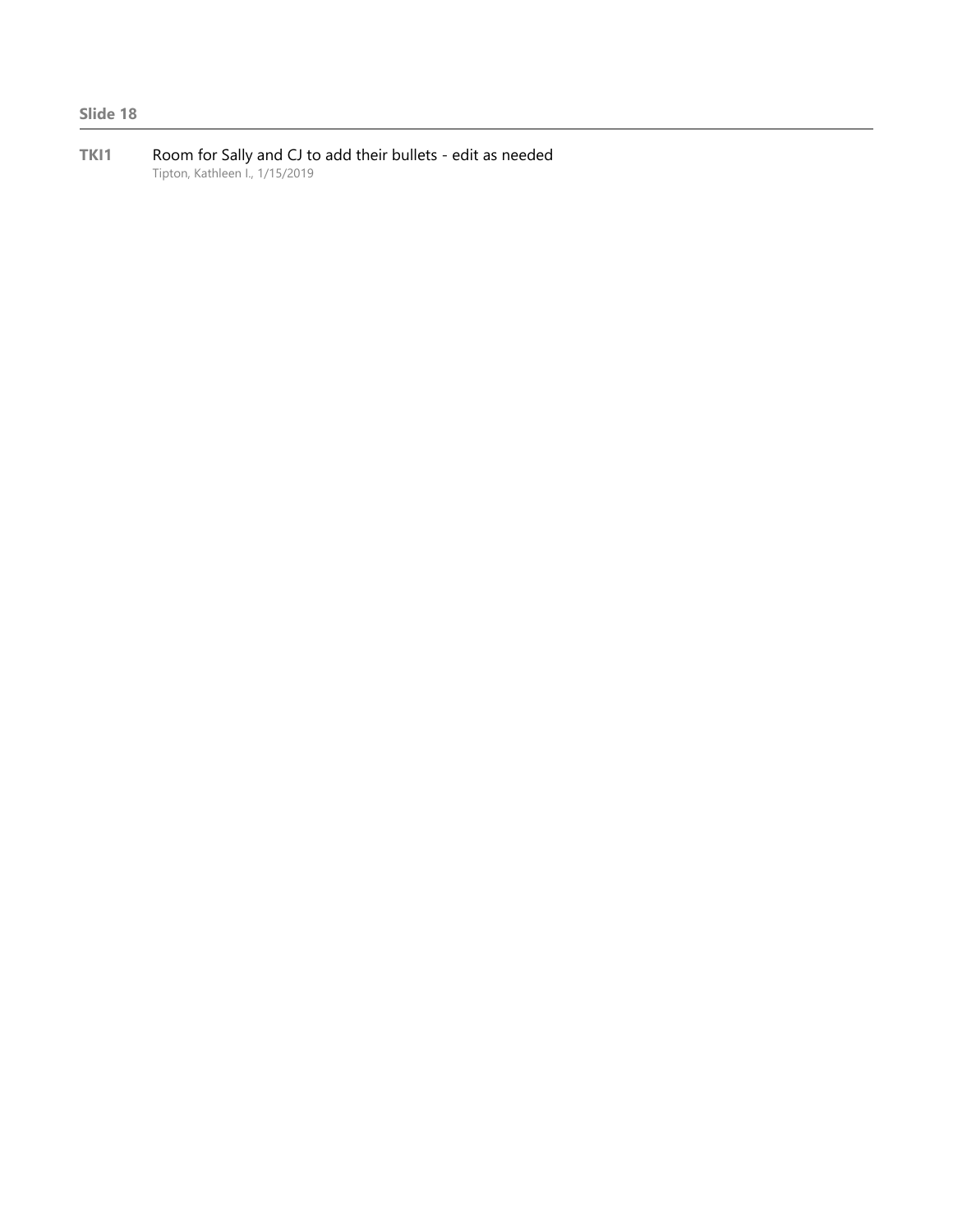**Slide 18**

---

**TKI1** Room for Sally and CJ to add their bullets - edit as needed
Tipton, Kathleen I., 1/15/2019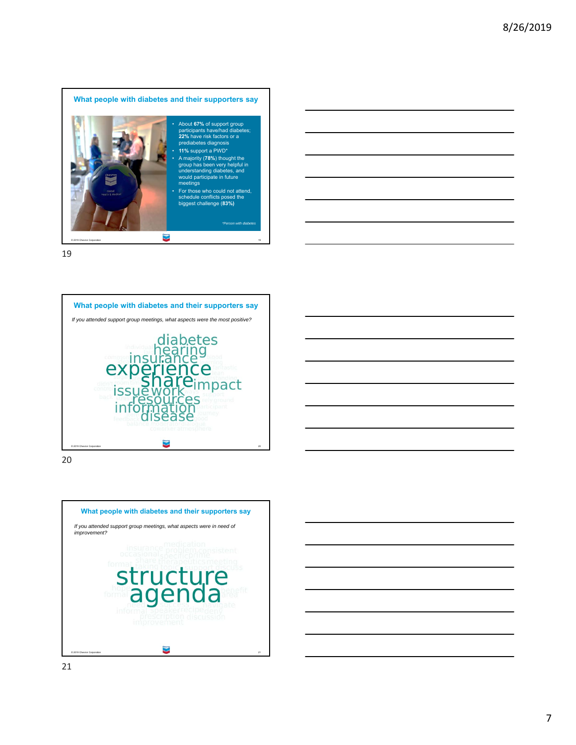## What people with diabetes and their supporters say

- About **67%** of support group participants have/had diabetes; **22%** have risk factors or a prediabetes diagnosis
- **11%** support a PWD*
- A majority (**78%**) thought the group has been very helpful in understanding diabetes, and would participate in future meetings
- For those who could not attend, schedule conflicts posed the biggest challenge (**83%**)

*Person with diabetes

© 2019 Chevron Corporation

## What people with diabetes and their supporters say

*If you attended support group meetings, what aspects were the most positive?*

diabetes hearing insurance experience share impact issue work resources information disease

© 2019 Chevron Corporation

## What people with diabetes and their supporters say

*If you attended support group meetings, what aspects were in need of improvement?*

structure agenda

© 2019 Chevron Corporation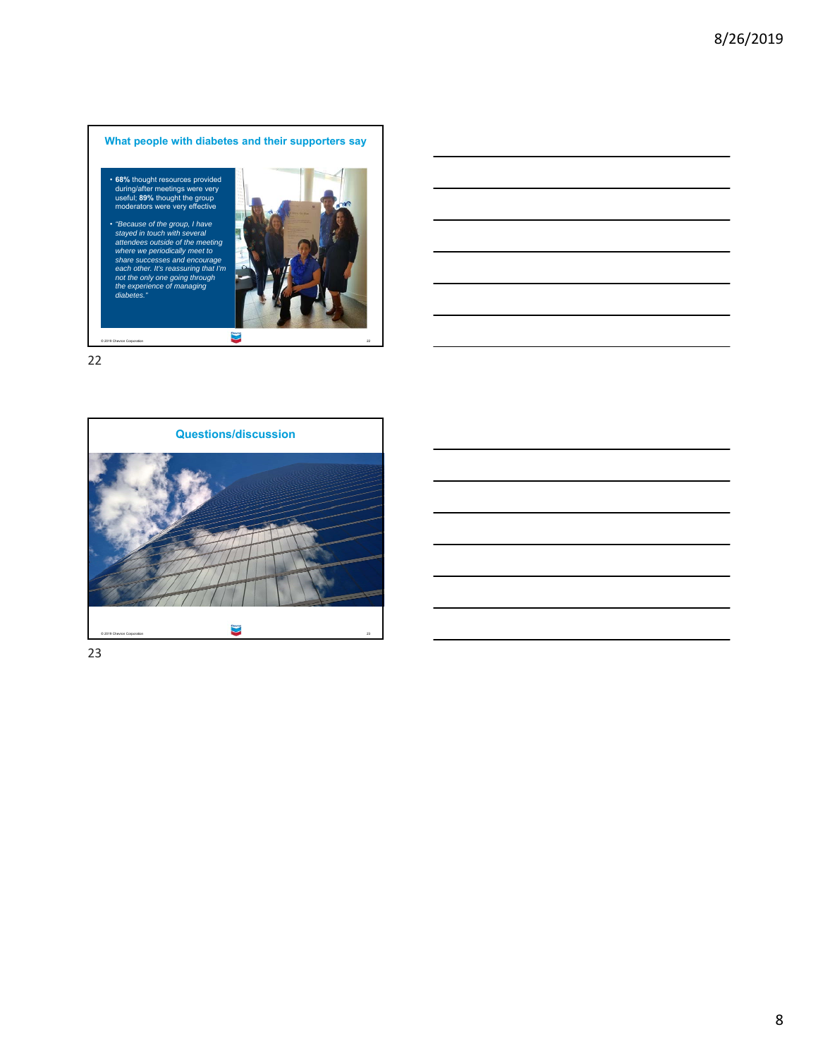## What people with diabetes and their supporters say

- **68%** thought resources provided during/after meetings were very useful; **89%** thought the group moderators were very effective
- *"Because of the group, I have stayed in touch with several attendees outside of the meeting where we periodically meet to share successes and encourage each other. It's reassuring that I'm not the only one going through the experience of managing diabetes."*

© 2019 Chevron Corporation

## Questions/discussion

© 2019 Chevron Corporation